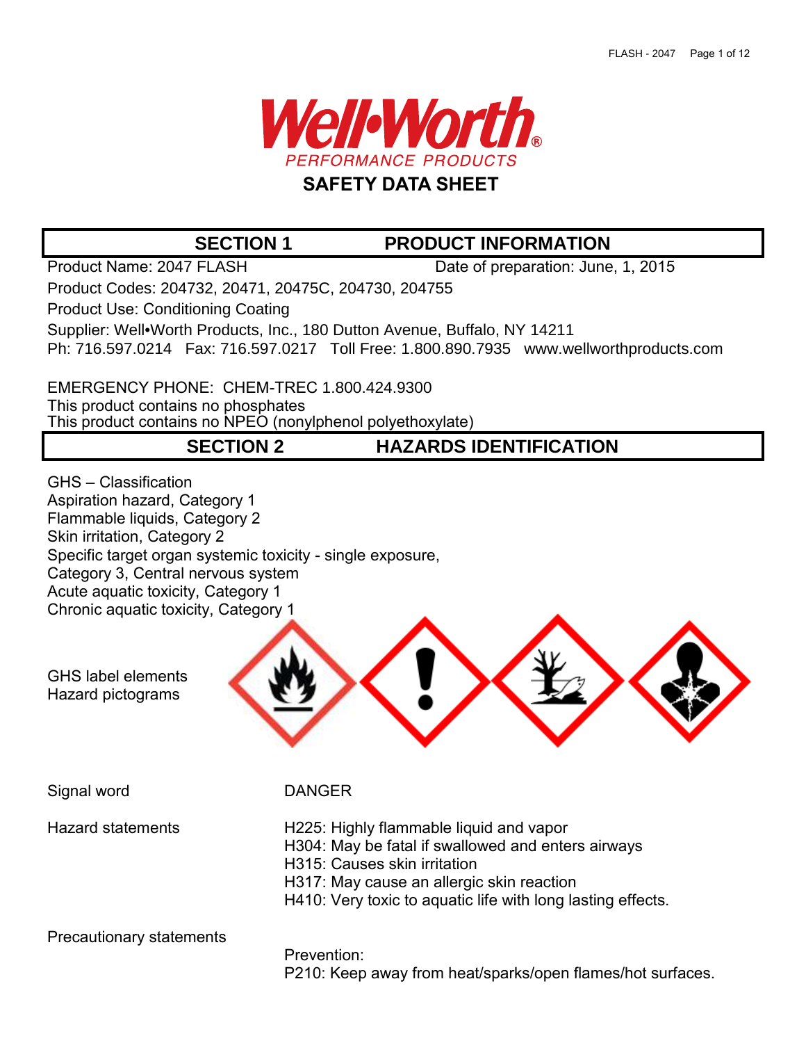Well•Worth®
PERFORMANCE PRODUCTS

# SAFETY DATA SHEET

## SECTION 1 PRODUCT INFORMATION

Product Name: 2047 FLASH Date of preparation: June, 1, 2015

Product Codes: 204732, 20471, 20475C, 204730, 204755

Product Use: Conditioning Coating

Supplier: Well•Worth Products, Inc., 180 Dutton Avenue, Buffalo, NY 14211

Ph: 716.597.0214 Fax: 716.597.0217 Toll Free: 1.800.890.7935 www.wellworthproducts.com

EMERGENCY PHONE: CHEM-TREC 1.800.424.9300

This product contains no phosphates

This product contains no NPEO (nonylphenol polyethoxylate)

## SECTION 2 HAZARDS IDENTIFICATION

GHS – Classification

Aspiration hazard, Category 1

Flammable liquids, Category 2

Skin irritation, Category 2

Specific target organ systemic toxicity - single exposure, Category 3, Central nervous system

Acute aquatic toxicity, Category 1

Chronic aquatic toxicity, Category 1

GHS label elements
Hazard pictograms

Signal word: DANGER

Hazard statements

H225: Highly flammable liquid and vapor
H304: May be fatal if swallowed and enters airways
H315: Causes skin irritation
H317: May cause an allergic skin reaction
H410: Very toxic to aquatic life with long lasting effects.

Precautionary statements

Prevention:
P210: Keep away from heat/sparks/open flames/hot surfaces.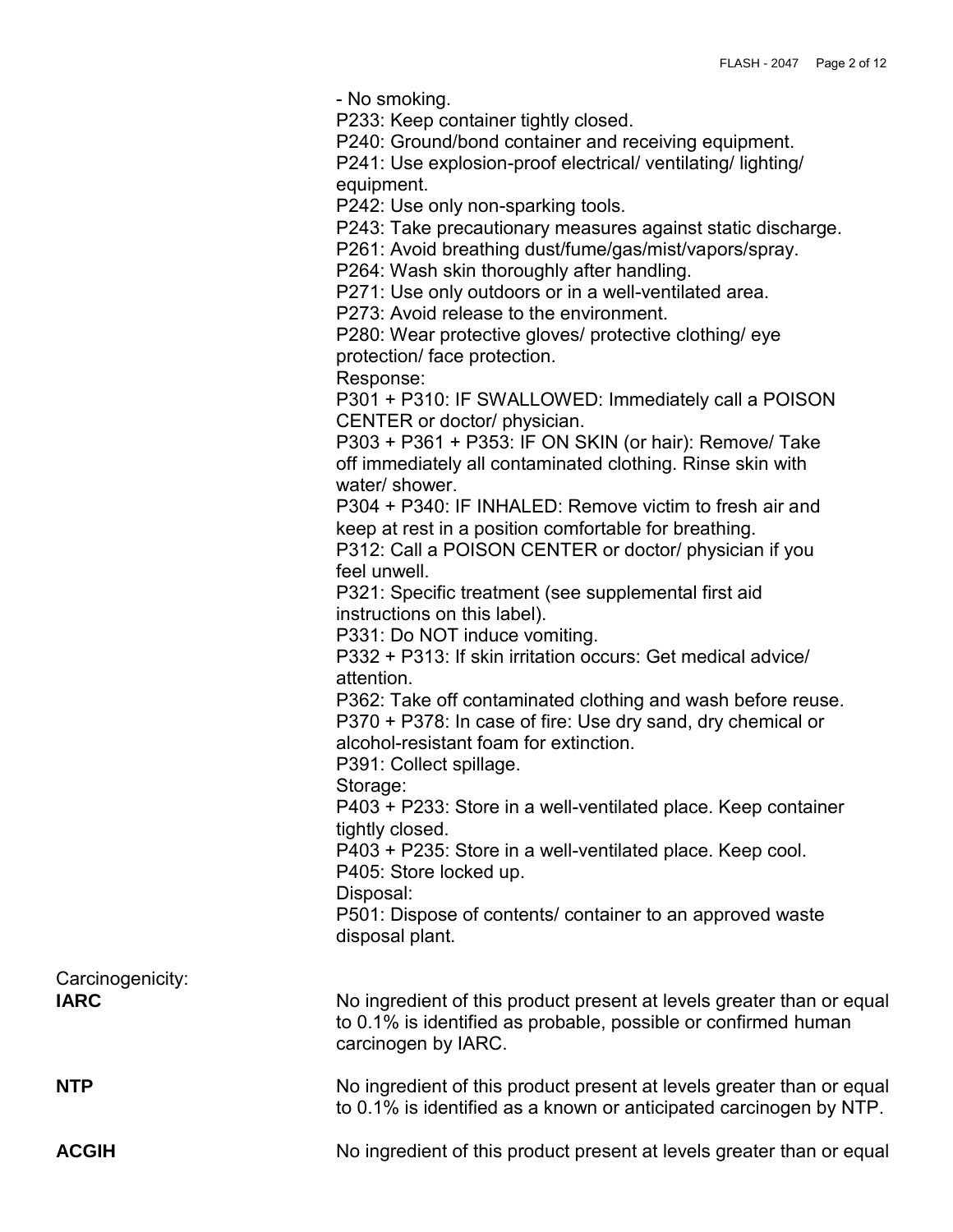- No smoking.
P233: Keep container tightly closed.
P240: Ground/bond container and receiving equipment.
P241: Use explosion-proof electrical/ ventilating/ lighting/ equipment.
P242: Use only non-sparking tools.
P243: Take precautionary measures against static discharge.
P261: Avoid breathing dust/fume/gas/mist/vapors/spray.
P264: Wash skin thoroughly after handling.
P271: Use only outdoors or in a well-ventilated area.
P273: Avoid release to the environment.
P280: Wear protective gloves/ protective clothing/ eye protection/ face protection.
Response:
P301 + P310: IF SWALLOWED: Immediately call a POISON CENTER or doctor/ physician.
P303 + P361 + P353: IF ON SKIN (or hair): Remove/ Take off immediately all contaminated clothing. Rinse skin with water/ shower.
P304 + P340: IF INHALED: Remove victim to fresh air and keep at rest in a position comfortable for breathing.
P312: Call a POISON CENTER or doctor/ physician if you feel unwell.
P321: Specific treatment (see supplemental first aid instructions on this label).
P331: Do NOT induce vomiting.
P332 + P313: If skin irritation occurs: Get medical advice/ attention.
P362: Take off contaminated clothing and wash before reuse.
P370 + P378: In case of fire: Use dry sand, dry chemical or alcohol-resistant foam for extinction.
P391: Collect spillage.
Storage:
P403 + P233: Store in a well-ventilated place. Keep container tightly closed.
P403 + P235: Store in a well-ventilated place. Keep cool.
P405: Store locked up.
Disposal:
P501: Dispose of contents/ container to an approved waste disposal plant.

Carcinogenicity:

**IARC** No ingredient of this product present at levels greater than or equal to 0.1% is identified as probable, possible or confirmed human carcinogen by IARC.

**NTP** No ingredient of this product present at levels greater than or equal to 0.1% is identified as a known or anticipated carcinogen by NTP.

**ACGIH** No ingredient of this product present at levels greater than or equal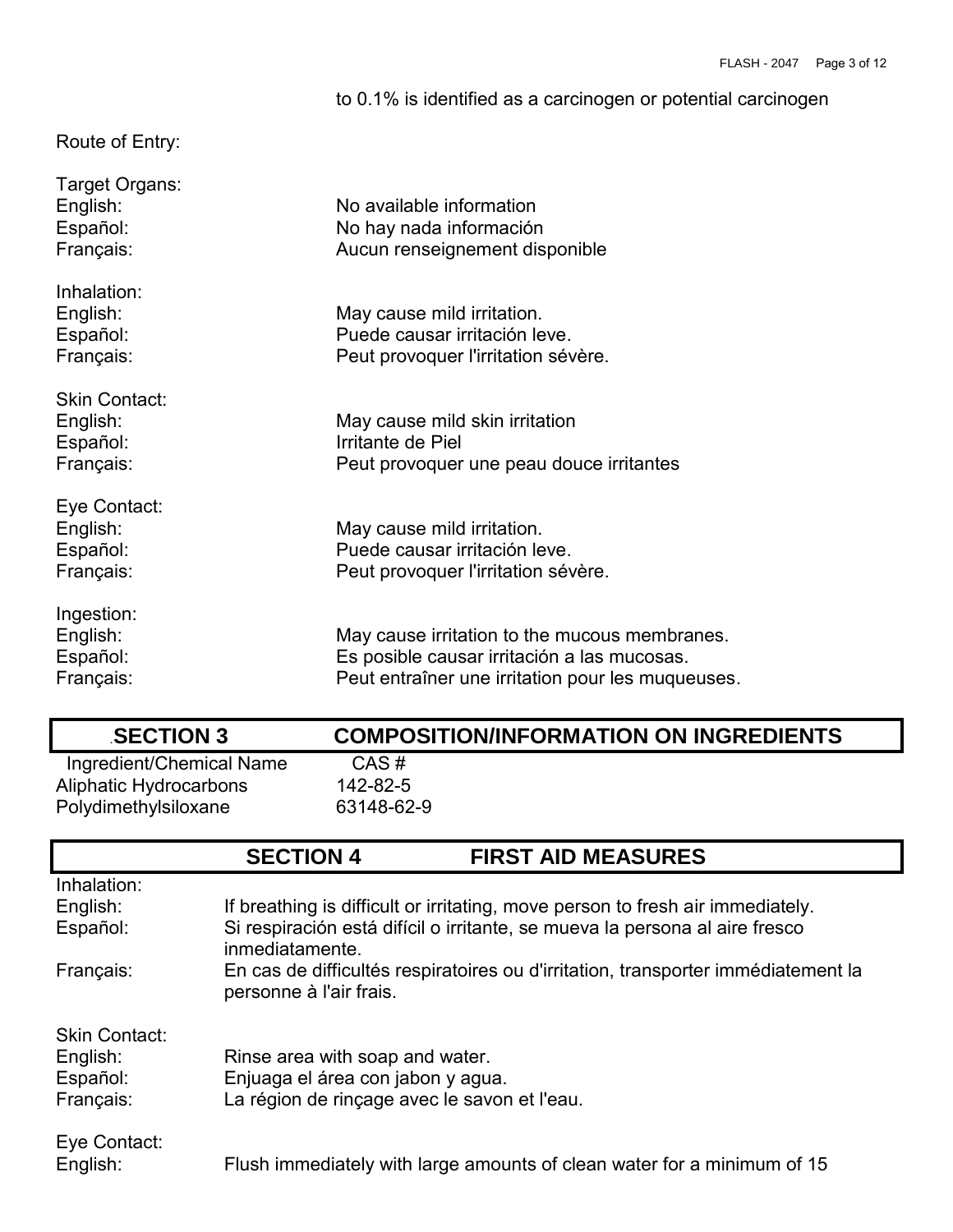to 0.1% is identified as a carcinogen or potential carcinogen

Route of Entry:

Target Organs:
English: No available information
Español: No hay nada información
Français: Aucun renseignement disponible

Inhalation:
English: May cause mild irritation.
Español: Puede causar irritación leve.
Français: Peut provoquer l'irritation sévère.

Skin Contact:
English: May cause mild skin irritation
Español: Irritante de Piel
Français: Peut provoquer une peau douce irritantes

Eye Contact:
English: May cause mild irritation.
Español: Puede causar irritación leve.
Français: Peut provoquer l'irritation sévère.

Ingestion:
English: May cause irritation to the mucous membranes.
Español: Es posible causar irritación a las mucosas.
Français: Peut entraîner une irritation pour les muqueuses.

## SECTION 3 COMPOSITION/INFORMATION ON INGREDIENTS

| Ingredient/Chemical Name | CAS # |
|---|---|
| Aliphatic Hydrocarbons | 142-82-5 |
| Polydimethylsiloxane | 63148-62-9 |

## SECTION 4 FIRST AID MEASURES

Inhalation:
English: If breathing is difficult or irritating, move person to fresh air immediately.
Español: Si respiración está difícil o irritante, se mueva la persona al aire fresco inmediatamente.
Français: En cas de difficultés respiratoires ou d'irritation, transporter immédiatement la personne à l'air frais.

Skin Contact:
English: Rinse area with soap and water.
Español: Enjuaga el área con jabon y agua.
Français: La région de rinçage avec le savon et l'eau.

Eye Contact:
English: Flush immediately with large amounts of clean water for a minimum of 15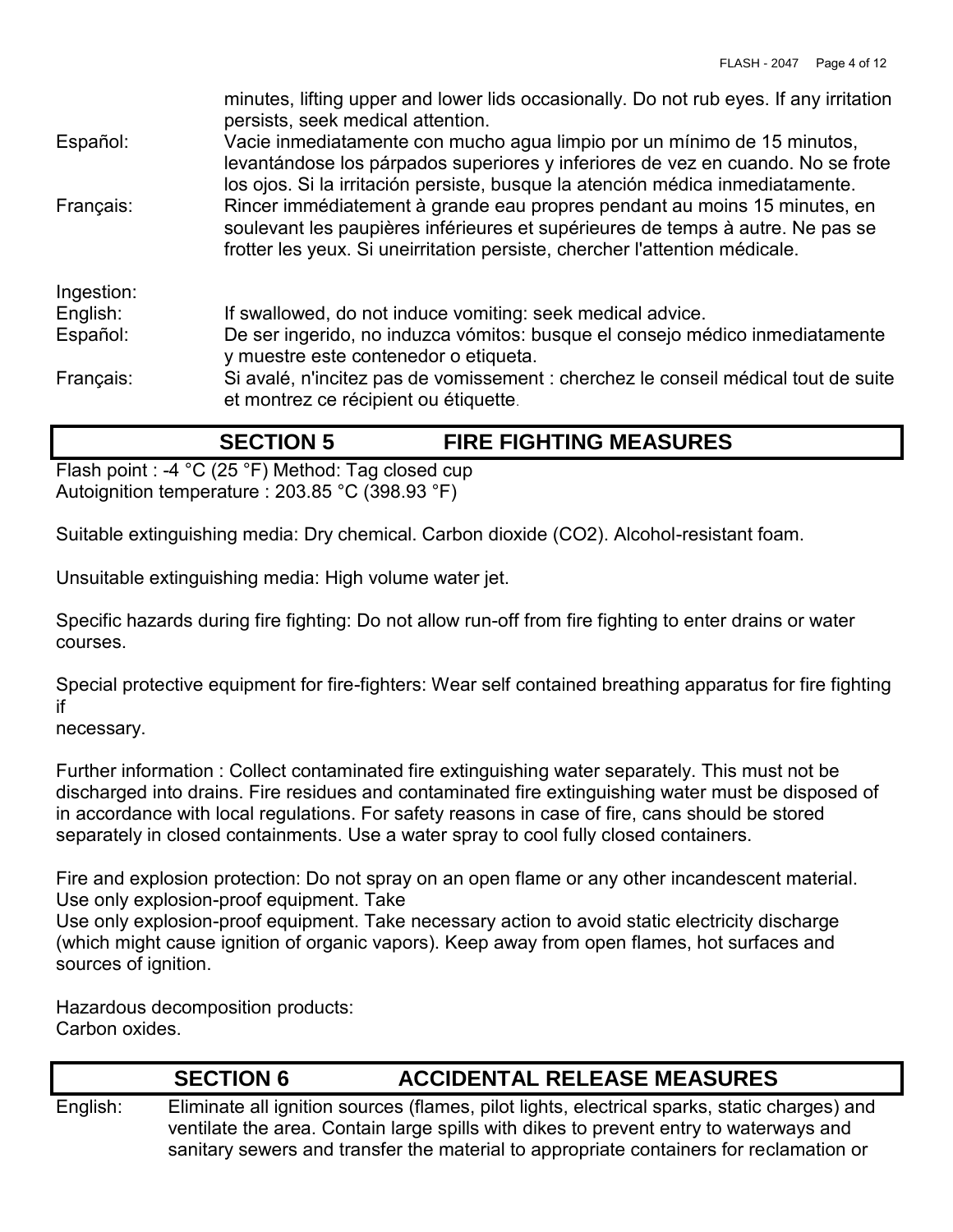minutes, lifting upper and lower lids occasionally. Do not rub eyes. If any irritation persists, seek medical attention.

Español: Vacie inmediatamente con mucho agua limpio por un mínimo de 15 minutos, levantándose los párpados superiores y inferiores de vez en cuando. No se frote los ojos. Si la irritación persiste, busque la atención médica inmediatamente.

Français: Rincer immédiatement à grande eau propres pendant au moins 15 minutes, en soulevant les paupières inférieures et supérieures de temps à autre. Ne pas se frotter les yeux. Si uneirritation persiste, chercher l'attention médicale.

Ingestion:

English: If swallowed, do not induce vomiting: seek medical advice.

Español: De ser ingerido, no induzca vómitos: busque el consejo médico inmediatamente y muestre este contenedor o etiqueta.

Français: Si avalé, n'incitez pas de vomissement : cherchez le conseil médical tout de suite et montrez ce récipient ou étiquette.

## SECTION 5 FIRE FIGHTING MEASURES

Flash point : -4 °C (25 °F) Method: Tag closed cup
Autoignition temperature : 203.85 °C (398.93 °F)

Suitable extinguishing media: Dry chemical. Carbon dioxide ($CO_2$). Alcohol-resistant foam.

Unsuitable extinguishing media: High volume water jet.

Specific hazards during fire fighting: Do not allow run-off from fire fighting to enter drains or water courses.

Special protective equipment for fire-fighters: Wear self contained breathing apparatus for fire fighting if
necessary.

Further information : Collect contaminated fire extinguishing water separately. This must not be discharged into drains. Fire residues and contaminated fire extinguishing water must be disposed of in accordance with local regulations. For safety reasons in case of fire, cans should be stored separately in closed containments. Use a water spray to cool fully closed containers.

Fire and explosion protection: Do not spray on an open flame or any other incandescent material. Use only explosion-proof equipment. Take
Use only explosion-proof equipment. Take necessary action to avoid static electricity discharge (which might cause ignition of organic vapors). Keep away from open flames, hot surfaces and sources of ignition.

Hazardous decomposition products:
Carbon oxides.

## SECTION 6 ACCIDENTAL RELEASE MEASURES

English: Eliminate all ignition sources (flames, pilot lights, electrical sparks, static charges) and ventilate the area. Contain large spills with dikes to prevent entry to waterways and sanitary sewers and transfer the material to appropriate containers for reclamation or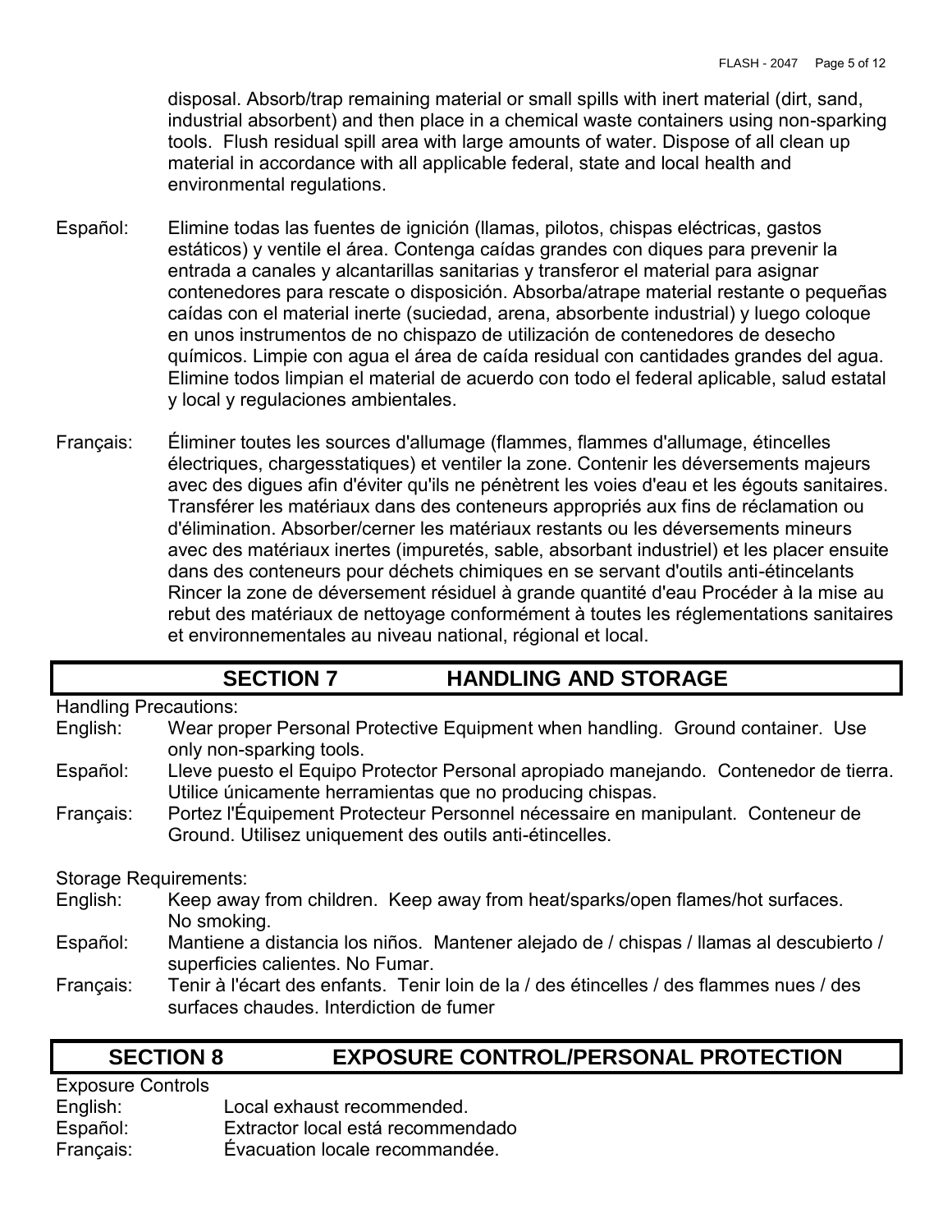disposal. Absorb/trap remaining material or small spills with inert material (dirt, sand, industrial absorbent) and then place in a chemical waste containers using non-sparking tools. Flush residual spill area with large amounts of water. Dispose of all clean up material in accordance with all applicable federal, state and local health and environmental regulations.

Español: Elimine todas las fuentes de ignición (llamas, pilotos, chispas eléctricas, gastos estáticos) y ventile el área. Contenga caídas grandes con diques para prevenir la entrada a canales y alcantarillas sanitarias y transferor el material para asignar contenedores para rescate o disposición. Absorba/atrape material restante o pequeñas caídas con el material inerte (suciedad, arena, absorbente industrial) y luego coloque en unos instrumentos de no chispazo de utilización de contenedores de desecho químicos. Limpie con agua el área de caída residual con cantidades grandes del agua. Elimine todos limpian el material de acuerdo con todo el federal aplicable, salud estatal y local y regulaciones ambientales.

Français: Éliminer toutes les sources d'allumage (flammes, flammes d'allumage, étincelles électriques, chargesstatiques) et ventiler la zone. Contenir les déversements majeurs avec des digues afin d'éviter qu'ils ne pénètrent les voies d'eau et les égouts sanitaires. Transférer les matériaux dans des conteneurs appropriés aux fins de réclamation ou d'élimination. Absorber/cerner les matériaux restants ou les déversements mineurs avec des matériaux inertes (impuretés, sable, absorbant industriel) et les placer ensuite dans des conteneurs pour déchets chimiques en se servant d'outils anti-étincelants Rincer la zone de déversement résiduel à grande quantité d'eau Procéder à la mise au rebut des matériaux de nettoyage conformément à toutes les réglementations sanitaires et environnementales au niveau national, régional et local.

## SECTION 7 HANDLING AND STORAGE

Handling Precautions:

English: Wear proper Personal Protective Equipment when handling. Ground container. Use only non-sparking tools.

Español: Lleve puesto el Equipo Protector Personal apropiado manejando. Contenedor de tierra. Utilice únicamente herramientas que no producing chispas.

Français: Portez l'Équipement Protecteur Personnel nécessaire en manipulant. Conteneur de Ground. Utilisez uniquement des outils anti-étincelles.

Storage Requirements:

English: Keep away from children. Keep away from heat/sparks/open flames/hot surfaces. No smoking.

Español: Mantiene a distancia los niños. Mantener alejado de / chispas / llamas al descubierto / superficies calientes. No Fumar.

Français: Tenir à l'écart des enfants. Tenir loin de la / des étincelles / des flammes nues / des surfaces chaudes. Interdiction de fumer

## SECTION 8 EXPOSURE CONTROL/PERSONAL PROTECTION

Exposure Controls

English: Local exhaust recommended.

Español: Extractor local está recommendado

Français: Évacuation locale recommandée.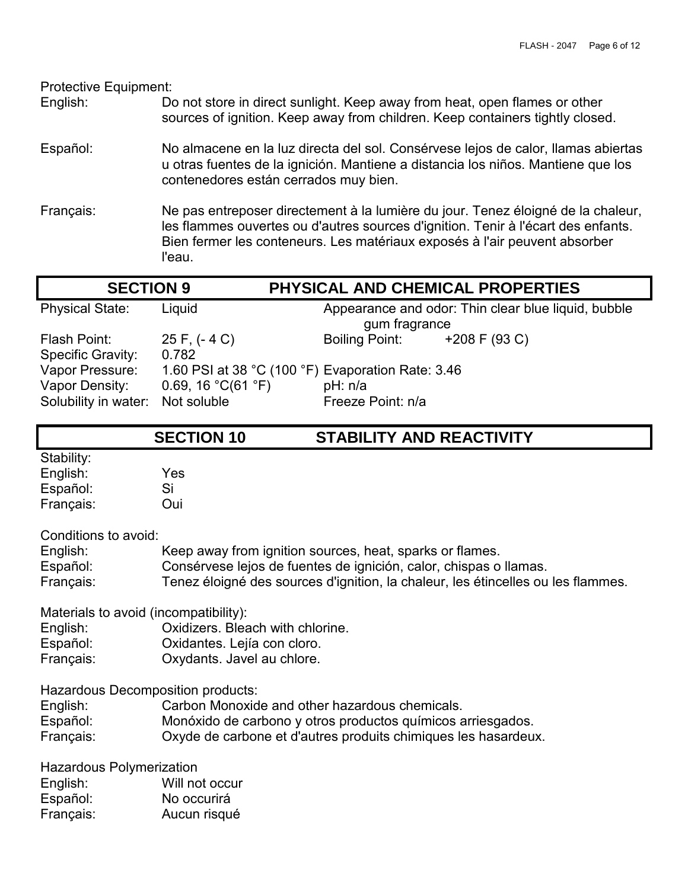Protective Equipment:

| | |
|---|---|
| English: | Do not store in direct sunlight. Keep away from heat, open flames or other sources of ignition. Keep away from children. Keep containers tightly closed. |
| Español: | No almacene en la luz directa del sol. Consérvese lejos de calor, llamas abiertas u otras fuentes de la ignición. Mantiene a distancia los niños. Mantiene que los contenedores están cerrados muy bien. |
| Français: | Ne pas entreposer directement à la lumière du jour. Tenez éloigné de la chaleur, les flammes ouvertes ou d'autres sources d'ignition. Tenir à l'écart des enfants. Bien fermer les conteneurs. Les matériaux exposés à l'air peuvent absorber l'eau. |

## SECTION 9 PHYSICAL AND CHEMICAL PROPERTIES

| | | | |
|---|---|---|---|
| Physical State: | Liquid | Appearance and odor: Thin clear blue liquid, bubble gum fragrance | |
| Flash Point: | 25 F, (- 4 C) | Boiling Point: | +208 F (93 C) |
| Specific Gravity: | 0.782 | | |
| Vapor Pressure: | 1.60 PSI at 38 °C (100 °F) | Evaporation Rate: 3.46 | |
| Vapor Density: | 0.69, 16 °C(61 °F) | pH: n/a | |
| Solubility in water: | Not soluble | Freeze Point: n/a | |

## SECTION 10 STABILITY AND REACTIVITY

Stability:

| | |
|---|---|
| English: | Yes |
| Español: | Si |
| Français: | Oui |

Conditions to avoid:

| | |
|---|---|
| English: | Keep away from ignition sources, heat, sparks or flames. |
| Español: | Consérvese lejos de fuentes de ignición, calor, chispas o llamas. |
| Français: | Tenez éloigné des sources d'ignition, la chaleur, les étincelles ou les flammes. |

Materials to avoid (incompatibility):

| | |
|---|---|
| English: | Oxidizers. Bleach with chlorine. |
| Español: | Oxidantes. Lejía con cloro. |
| Français: | Oxydants. Javel au chlore. |

Hazardous Decomposition products:

| | |
|---|---|
| English: | Carbon Monoxide and other hazardous chemicals. |
| Español: | Monóxido de carbono y otros productos químicos arriesgados. |
| Français: | Oxyde de carbone et d'autres produits chimiques les hasardeux. |

Hazardous Polymerization

| | |
|---|---|
| English: | Will not occur |
| Español: | No occurirá |
| Français: | Aucun risqué |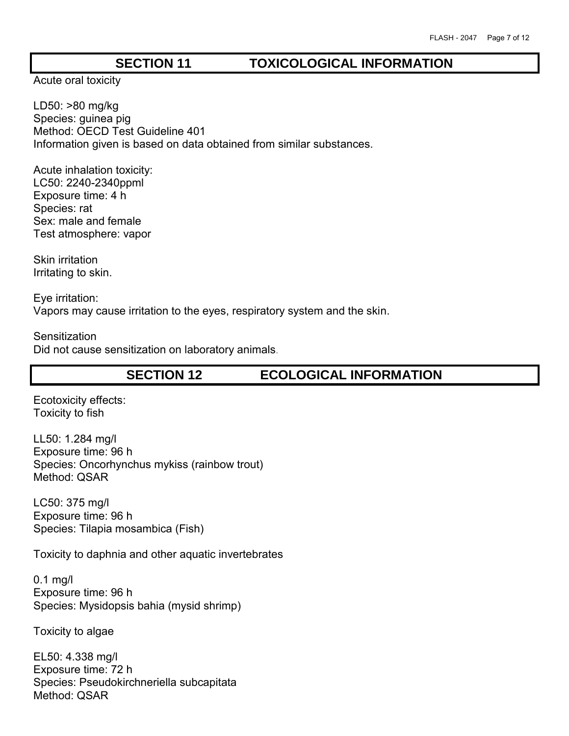## SECTION 11 TOXICOLOGICAL INFORMATION

Acute oral toxicity

LD50: >80 mg/kg
Species: guinea pig
Method: OECD Test Guideline 401
Information given is based on data obtained from similar substances.

Acute inhalation toxicity:
LC50: 2240-2340ppml
Exposure time: 4 h
Species: rat
Sex: male and female
Test atmosphere: vapor

Skin irritation
Irritating to skin.

Eye irritation:
Vapors may cause irritation to the eyes, respiratory system and the skin.

Sensitization
Did not cause sensitization on laboratory animals.

## SECTION 12 ECOLOGICAL INFORMATION

Ecotoxicity effects:
Toxicity to fish

LL50: 1.284 mg/l
Exposure time: 96 h
Species: Oncorhynchus mykiss (rainbow trout)
Method: QSAR

LC50: 375 mg/l
Exposure time: 96 h
Species: Tilapia mosambica (Fish)

Toxicity to daphnia and other aquatic invertebrates

0.1 mg/l
Exposure time: 96 h
Species: Mysidopsis bahia (mysid shrimp)

Toxicity to algae

EL50: 4.338 mg/l
Exposure time: 72 h
Species: Pseudokirchneriella subcapitata
Method: QSAR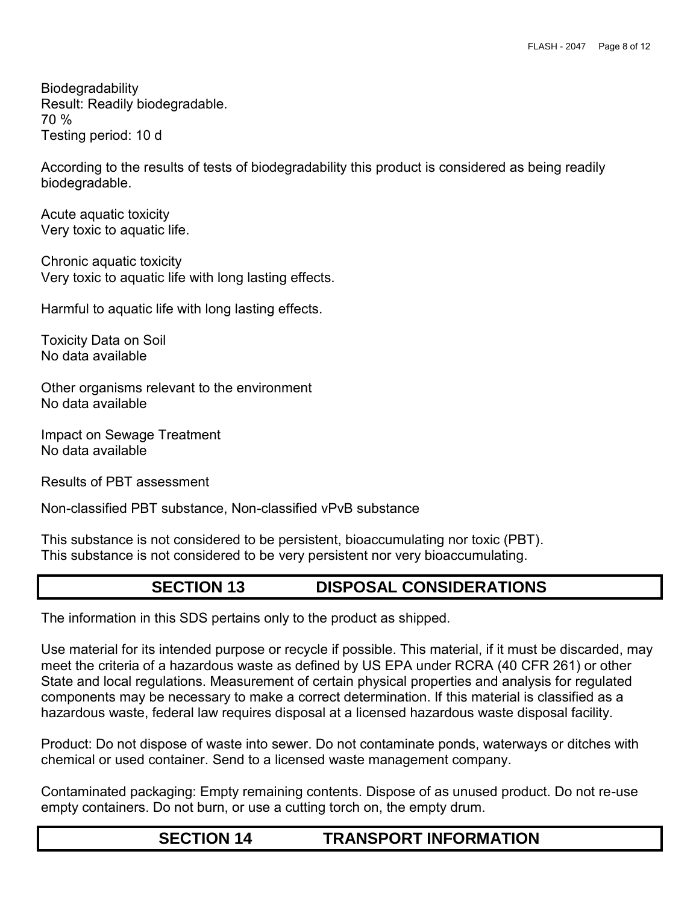Biodegradability
Result: Readily biodegradable.
70 %
Testing period: 10 d

According to the results of tests of biodegradability this product is considered as being readily biodegradable.

Acute aquatic toxicity
Very toxic to aquatic life.

Chronic aquatic toxicity
Very toxic to aquatic life with long lasting effects.

Harmful to aquatic life with long lasting effects.

Toxicity Data on Soil
No data available

Other organisms relevant to the environment
No data available

Impact on Sewage Treatment
No data available

Results of PBT assessment

Non-classified PBT substance, Non-classified vPvB substance

This substance is not considered to be persistent, bioaccumulating nor toxic (PBT).
This substance is not considered to be very persistent nor very bioaccumulating.

## SECTION 13 DISPOSAL CONSIDERATIONS

The information in this SDS pertains only to the product as shipped.

Use material for its intended purpose or recycle if possible. This material, if it must be discarded, may meet the criteria of a hazardous waste as defined by US EPA under RCRA (40 CFR 261) or other State and local regulations. Measurement of certain physical properties and analysis for regulated components may be necessary to make a correct determination. If this material is classified as a hazardous waste, federal law requires disposal at a licensed hazardous waste disposal facility.

Product: Do not dispose of waste into sewer. Do not contaminate ponds, waterways or ditches with chemical or used container. Send to a licensed waste management company.

Contaminated packaging: Empty remaining contents. Dispose of as unused product. Do not re-use empty containers. Do not burn, or use a cutting torch on, the empty drum.

## SECTION 14 TRANSPORT INFORMATION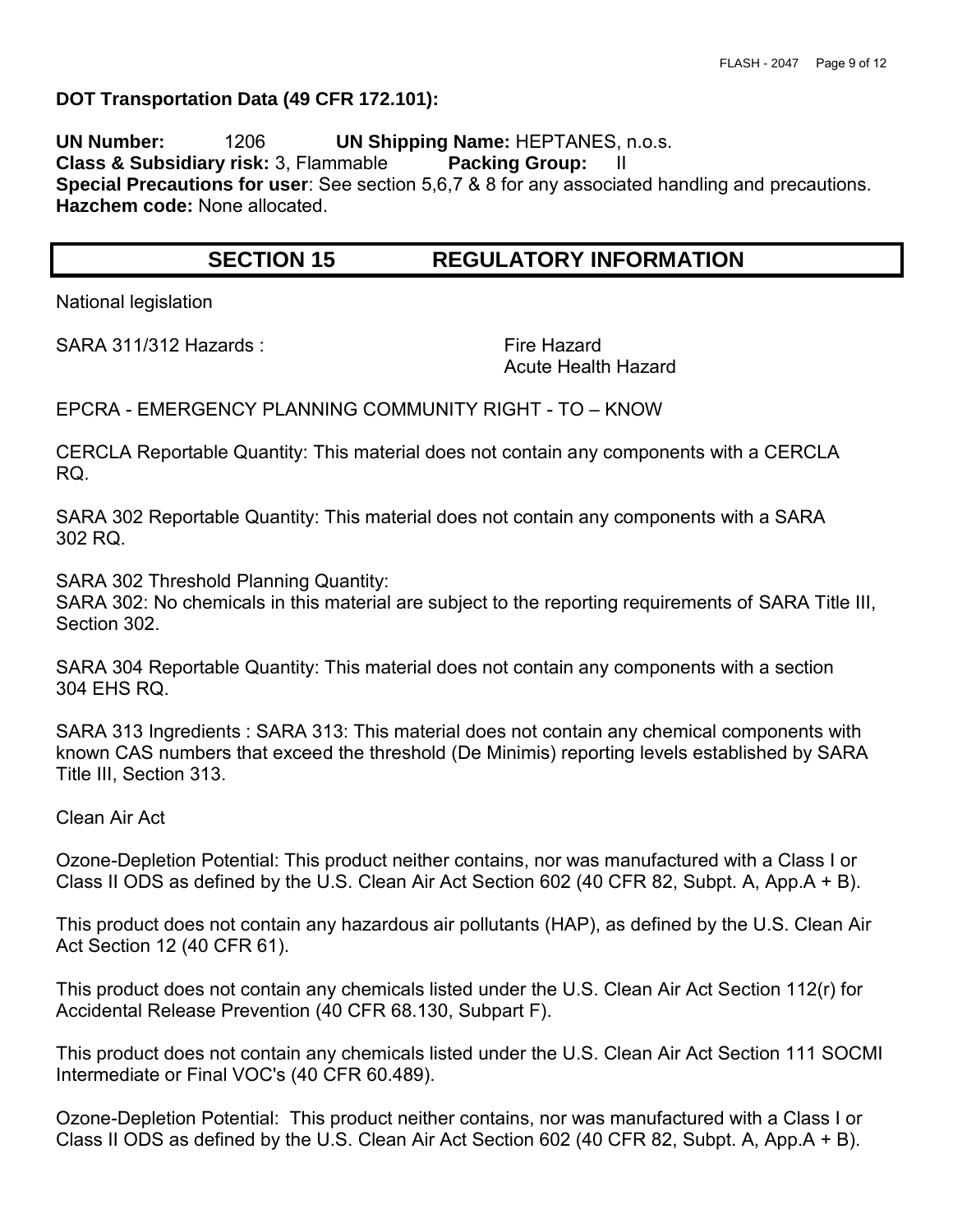**DOT Transportation Data (49 CFR 172.101):**

**UN Number:** 1206 **UN Shipping Name:** HEPTANES, n.o.s.
**Class & Subsidiary risk:** 3, Flammable **Packing Group:** II
**Special Precautions for user**: See section 5,6,7 & 8 for any associated handling and precautions.
**Hazchem code:** None allocated.

## SECTION 15 REGULATORY INFORMATION

National legislation

SARA 311/312 Hazards : Fire Hazard
Acute Health Hazard

EPCRA - EMERGENCY PLANNING COMMUNITY RIGHT - TO – KNOW

CERCLA Reportable Quantity: This material does not contain any components with a CERCLA RQ.

SARA 302 Reportable Quantity: This material does not contain any components with a SARA 302 RQ.

SARA 302 Threshold Planning Quantity:
SARA 302: No chemicals in this material are subject to the reporting requirements of SARA Title III, Section 302.

SARA 304 Reportable Quantity: This material does not contain any components with a section 304 EHS RQ.

SARA 313 Ingredients : SARA 313: This material does not contain any chemical components with known CAS numbers that exceed the threshold (De Minimis) reporting levels established by SARA Title III, Section 313.

Clean Air Act

Ozone-Depletion Potential: This product neither contains, nor was manufactured with a Class I or Class II ODS as defined by the U.S. Clean Air Act Section 602 (40 CFR 82, Subpt. A, App.A + B).

This product does not contain any hazardous air pollutants (HAP), as defined by the U.S. Clean Air Act Section 12 (40 CFR 61).

This product does not contain any chemicals listed under the U.S. Clean Air Act Section 112(r) for Accidental Release Prevention (40 CFR 68.130, Subpart F).

This product does not contain any chemicals listed under the U.S. Clean Air Act Section 111 SOCMI Intermediate or Final VOC's (40 CFR 60.489).

Ozone-Depletion Potential: This product neither contains, nor was manufactured with a Class I or Class II ODS as defined by the U.S. Clean Air Act Section 602 (40 CFR 82, Subpt. A, App.A + B).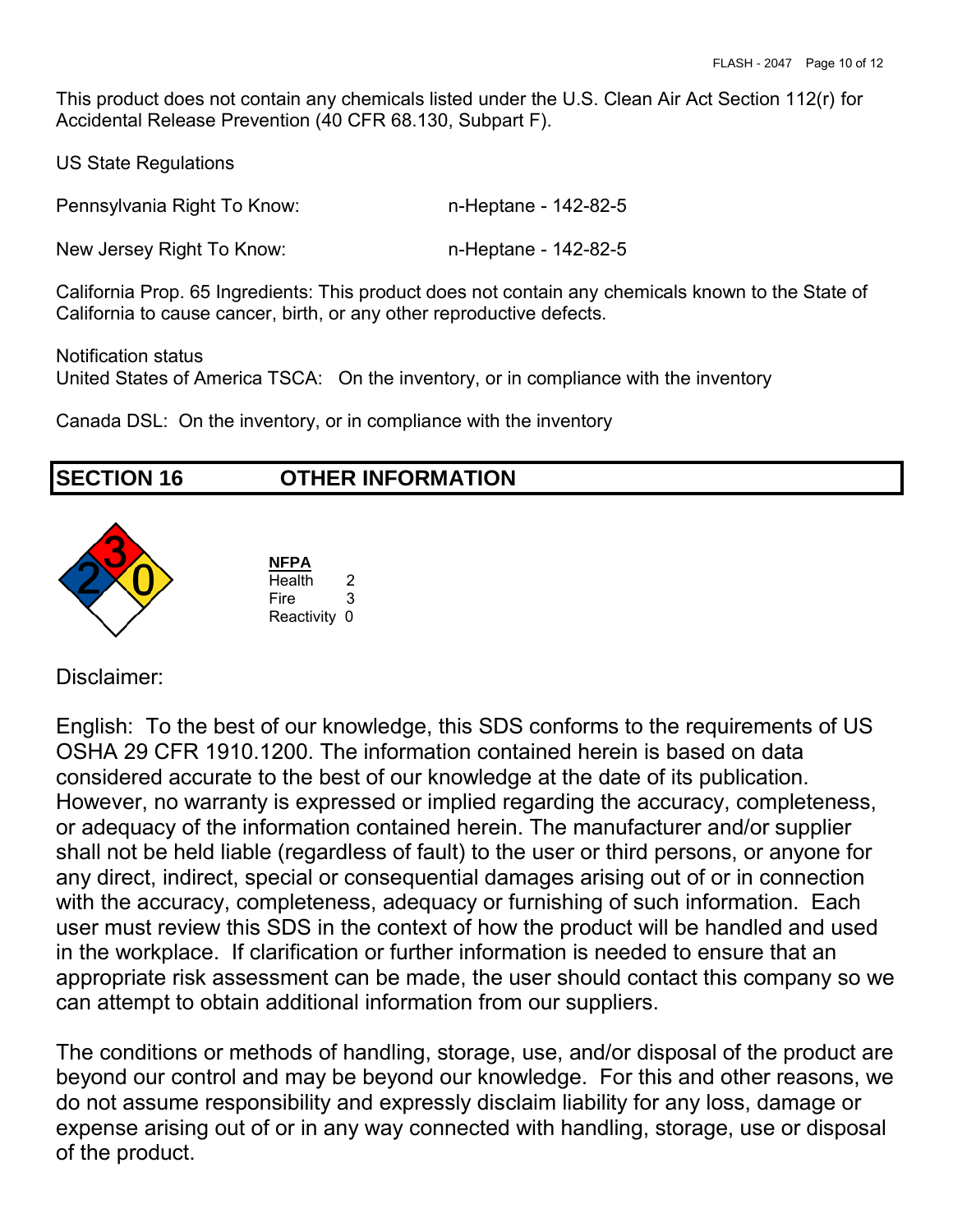This product does not contain any chemicals listed under the U.S. Clean Air Act Section 112(r) for Accidental Release Prevention (40 CFR 68.130, Subpart F).

US State Regulations

Pennsylvania Right To Know: n-Heptane - 142-82-5

New Jersey Right To Know: n-Heptane - 142-82-5

California Prop. 65 Ingredients: This product does not contain any chemicals known to the State of California to cause cancer, birth, or any other reproductive defects.

Notification status
United States of America TSCA: On the inventory, or in compliance with the inventory

Canada DSL: On the inventory, or in compliance with the inventory

## SECTION 16 OTHER INFORMATION

**NFPA**

| | |
|---|---|
| Health | 2 |
| Fire | 3 |
| Reactivity | 0 |

Disclaimer:

English: To the best of our knowledge, this SDS conforms to the requirements of US OSHA 29 CFR 1910.1200. The information contained herein is based on data considered accurate to the best of our knowledge at the date of its publication. However, no warranty is expressed or implied regarding the accuracy, completeness, or adequacy of the information contained herein. The manufacturer and/or supplier shall not be held liable (regardless of fault) to the user or third persons, or anyone for any direct, indirect, special or consequential damages arising out of or in connection with the accuracy, completeness, adequacy or furnishing of such information. Each user must review this SDS in the context of how the product will be handled and used in the workplace. If clarification or further information is needed to ensure that an appropriate risk assessment can be made, the user should contact this company so we can attempt to obtain additional information from our suppliers.

The conditions or methods of handling, storage, use, and/or disposal of the product are beyond our control and may be beyond our knowledge. For this and other reasons, we do not assume responsibility and expressly disclaim liability for any loss, damage or expense arising out of or in any way connected with handling, storage, use or disposal of the product.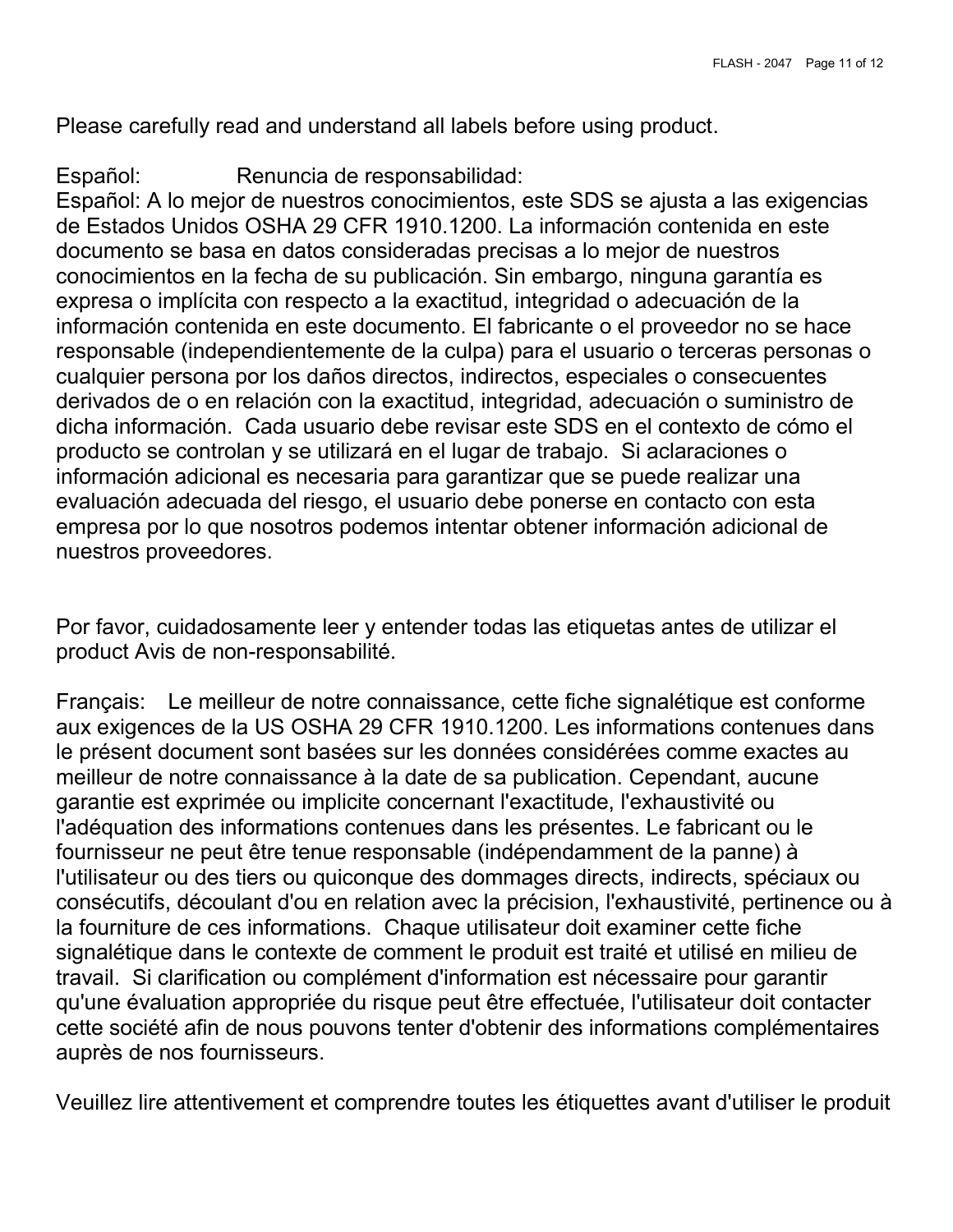Please carefully read and understand all labels before using product.

Español: Renuncia de responsabilidad:
Español: A lo mejor de nuestros conocimientos, este SDS se ajusta a las exigencias de Estados Unidos OSHA 29 CFR 1910.1200. La información contenida en este documento se basa en datos consideradas precisas a lo mejor de nuestros conocimientos en la fecha de su publicación. Sin embargo, ninguna garantía es expresa o implícita con respecto a la exactitud, integridad o adecuación de la información contenida en este documento. El fabricante o el proveedor no se hace responsable (independientemente de la culpa) para el usuario o terceras personas o cualquier persona por los daños directos, indirectos, especiales o consecuentes derivados de o en relación con la exactitud, integridad, adecuación o suministro de dicha información. Cada usuario debe revisar este SDS en el contexto de cómo el producto se controlan y se utilizará en el lugar de trabajo. Si aclaraciones o información adicional es necesaria para garantizar que se puede realizar una evaluación adecuada del riesgo, el usuario debe ponerse en contacto con esta empresa por lo que nosotros podemos intentar obtener información adicional de nuestros proveedores.

Por favor, cuidadosamente leer y entender todas las etiquetas antes de utilizar el product Avis de non-responsabilité.

Français: Le meilleur de notre connaissance, cette fiche signalétique est conforme aux exigences de la US OSHA 29 CFR 1910.1200. Les informations contenues dans le présent document sont basées sur les données considérées comme exactes au meilleur de notre connaissance à la date de sa publication. Cependant, aucune garantie est exprimée ou implicite concernant l'exactitude, l'exhaustivité ou l'adéquation des informations contenues dans les présentes. Le fabricant ou le fournisseur ne peut être tenue responsable (indépendamment de la panne) à l'utilisateur ou des tiers ou quiconque des dommages directs, indirects, spéciaux ou consécutifs, découlant d'ou en relation avec la précision, l'exhaustivité, pertinence ou à la fourniture de ces informations. Chaque utilisateur doit examiner cette fiche signalétique dans le contexte de comment le produit est traité et utilisé en milieu de travail. Si clarification ou complément d'information est nécessaire pour garantir qu'une évaluation appropriée du risque peut être effectuée, l'utilisateur doit contacter cette société afin de nous pouvons tenter d'obtenir des informations complémentaires auprès de nos fournisseurs.

Veuillez lire attentivement et comprendre toutes les étiquettes avant d'utiliser le produit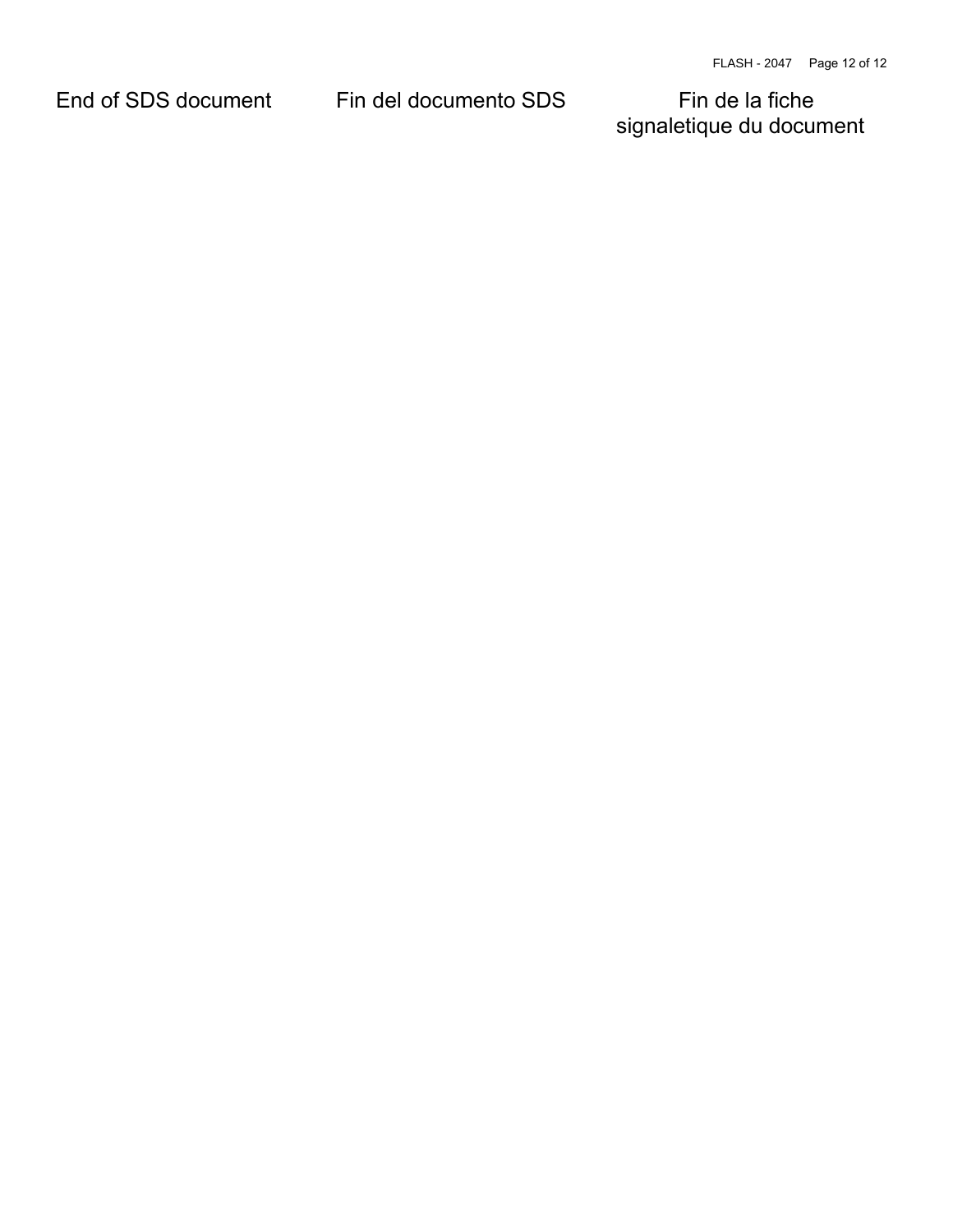End of SDS document

Fin del documento SDS

Fin de la fiche signaletique du document